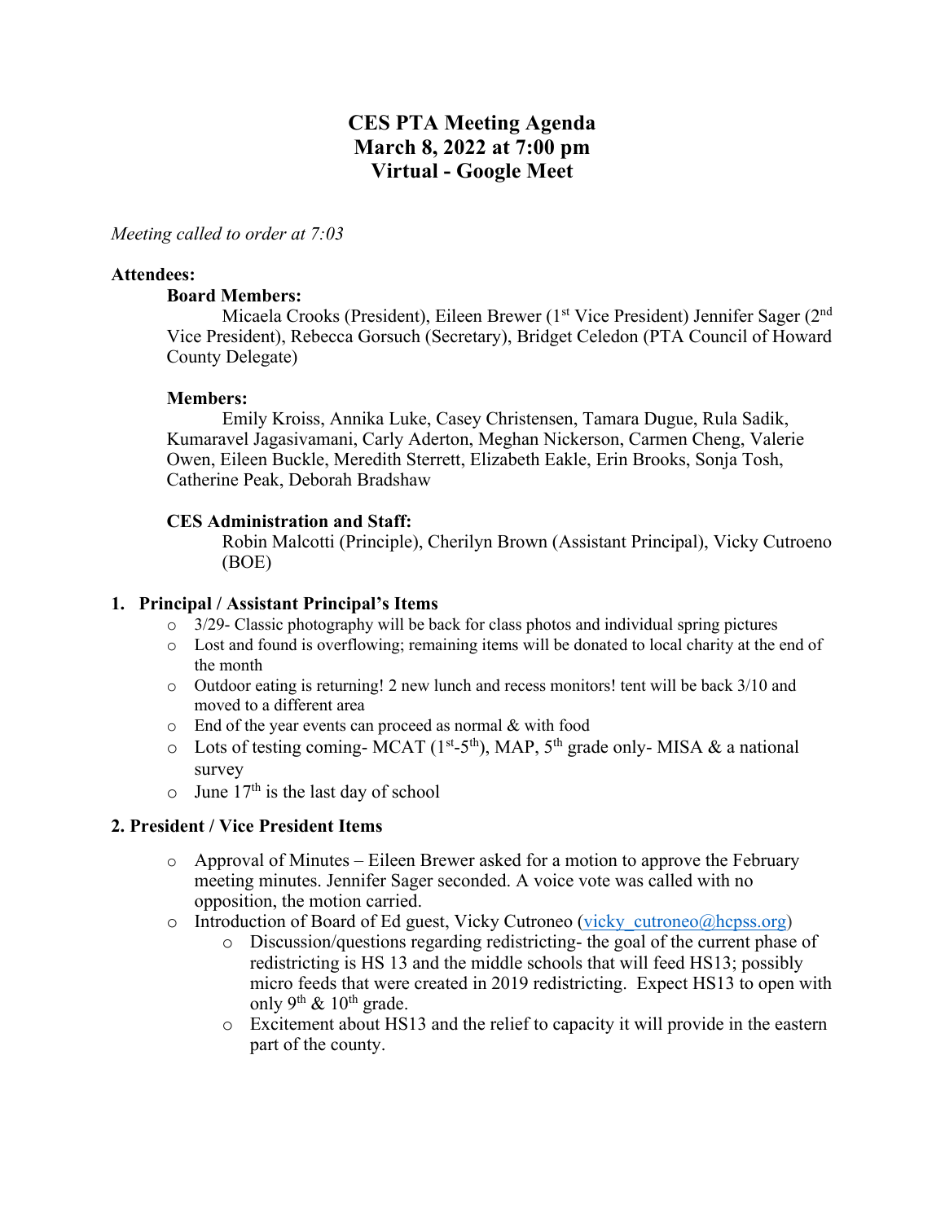# CES PTA Meeting Agenda
# March 8, 2022 at 7:00 pm
# Virtual - Google Meet

*Meeting called to order at 7:03*

**Attendees:**

**Board Members:**

Micaela Crooks (President), Eileen Brewer (1st Vice President) Jennifer Sager (2nd Vice President), Rebecca Gorsuch (Secretary), Bridget Celedon (PTA Council of Howard County Delegate)

**Members:**

Emily Kroiss, Annika Luke, Casey Christensen, Tamara Dugue, Rula Sadik, Kumaravel Jagasivamani, Carly Aderton, Meghan Nickerson, Carmen Cheng, Valerie Owen, Eileen Buckle, Meredith Sterrett, Elizabeth Eakle, Erin Brooks, Sonja Tosh, Catherine Peak, Deborah Bradshaw

**CES Administration and Staff:**

Robin Malcotti (Principle), Cherilyn Brown (Assistant Principal), Vicky Cutroeno (BOE)

## 1. Principal / Assistant Principal's Items

- 3/29- Classic photography will be back for class photos and individual spring pictures
- Lost and found is overflowing; remaining items will be donated to local charity at the end of the month
- Outdoor eating is returning! 2 new lunch and recess monitors! tent will be back 3/10 and moved to a different area
- End of the year events can proceed as normal & with food
- Lots of testing coming- MCAT (1st-5th), MAP, 5th grade only- MISA & a national survey
- June 17th is the last day of school

## 2. President / Vice President Items

- Approval of Minutes – Eileen Brewer asked for a motion to approve the February meeting minutes. Jennifer Sager seconded. A voice vote was called with no opposition, the motion carried.
- Introduction of Board of Ed guest, Vicky Cutroneo (vicky_cutroneo@hcpss.org)
  - Discussion/questions regarding redistricting- the goal of the current phase of redistricting is HS 13 and the middle schools that will feed HS13; possibly micro feeds that were created in 2019 redistricting. Expect HS13 to open with only 9th & 10th grade.
  - Excitement about HS13 and the relief to capacity it will provide in the eastern part of the county.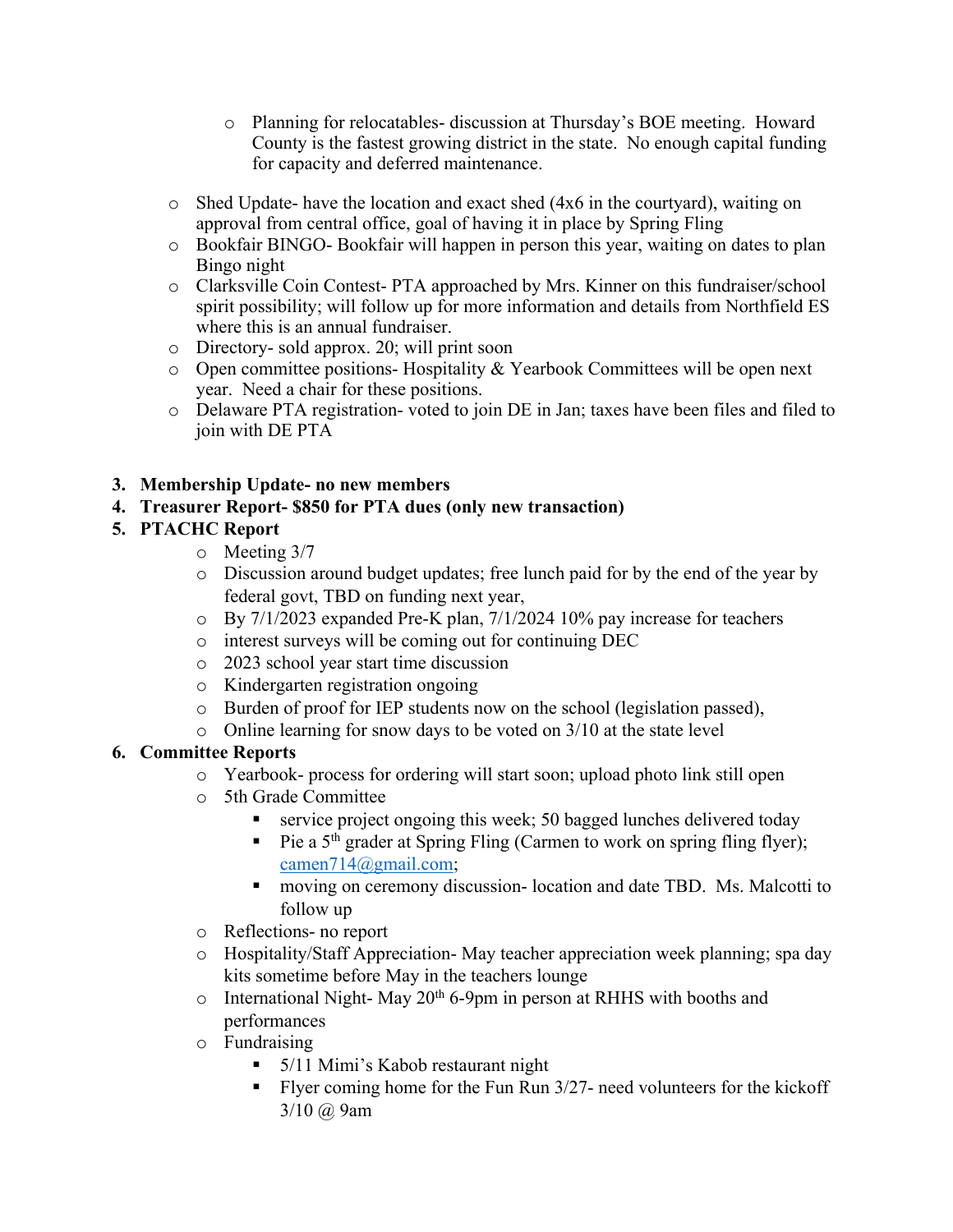- Planning for relocatables- discussion at Thursday's BOE meeting. Howard County is the fastest growing district in the state. No enough capital funding for capacity and deferred maintenance.

  - Shed Update- have the location and exact shed (4x6 in the courtyard), waiting on approval from central office, goal of having it in place by Spring Fling
  - Bookfair BINGO- Bookfair will happen in person this year, waiting on dates to plan Bingo night
  - Clarksville Coin Contest- PTA approached by Mrs. Kinner on this fundraiser/school spirit possibility; will follow up for more information and details from Northfield ES where this is an annual fundraiser.
  - Directory- sold approx. 20; will print soon
  - Open committee positions- Hospitality & Yearbook Committees will be open next year. Need a chair for these positions.
  - Delaware PTA registration- voted to join DE in Jan; taxes have been files and filed to join with DE PTA

3. **Membership Update- no new members**
4. **Treasurer Report- $850 for PTA dues (only new transaction)**
5. **PTACHC Report**
    - Meeting 3/7
    - Discussion around budget updates; free lunch paid for by the end of the year by federal govt, TBD on funding next year,
    - By 7/1/2023 expanded Pre-K plan, 7/1/2024 10% pay increase for teachers
    - interest surveys will be coming out for continuing DEC
    - 2023 school year start time discussion
    - Kindergarten registration ongoing
    - Burden of proof for IEP students now on the school (legislation passed),
    - Online learning for snow days to be voted on 3/10 at the state level
6. **Committee Reports**
    - Yearbook- process for ordering will start soon; upload photo link still open
    - 5th Grade Committee
        - service project ongoing this week; 50 bagged lunches delivered today
        - Pie a 5th grader at Spring Fling (Carmen to work on spring fling flyer); camen714@gmail.com;
        - moving on ceremony discussion- location and date TBD. Ms. Malcotti to follow up
    - Reflections- no report
    - Hospitality/Staff Appreciation- May teacher appreciation week planning; spa day kits sometime before May in the teachers lounge
    - International Night- May 20th 6-9pm in person at RHHS with booths and performances
    - Fundraising
        - 5/11 Mimi's Kabob restaurant night
        - Flyer coming home for the Fun Run 3/27- need volunteers for the kickoff 3/10 @ 9am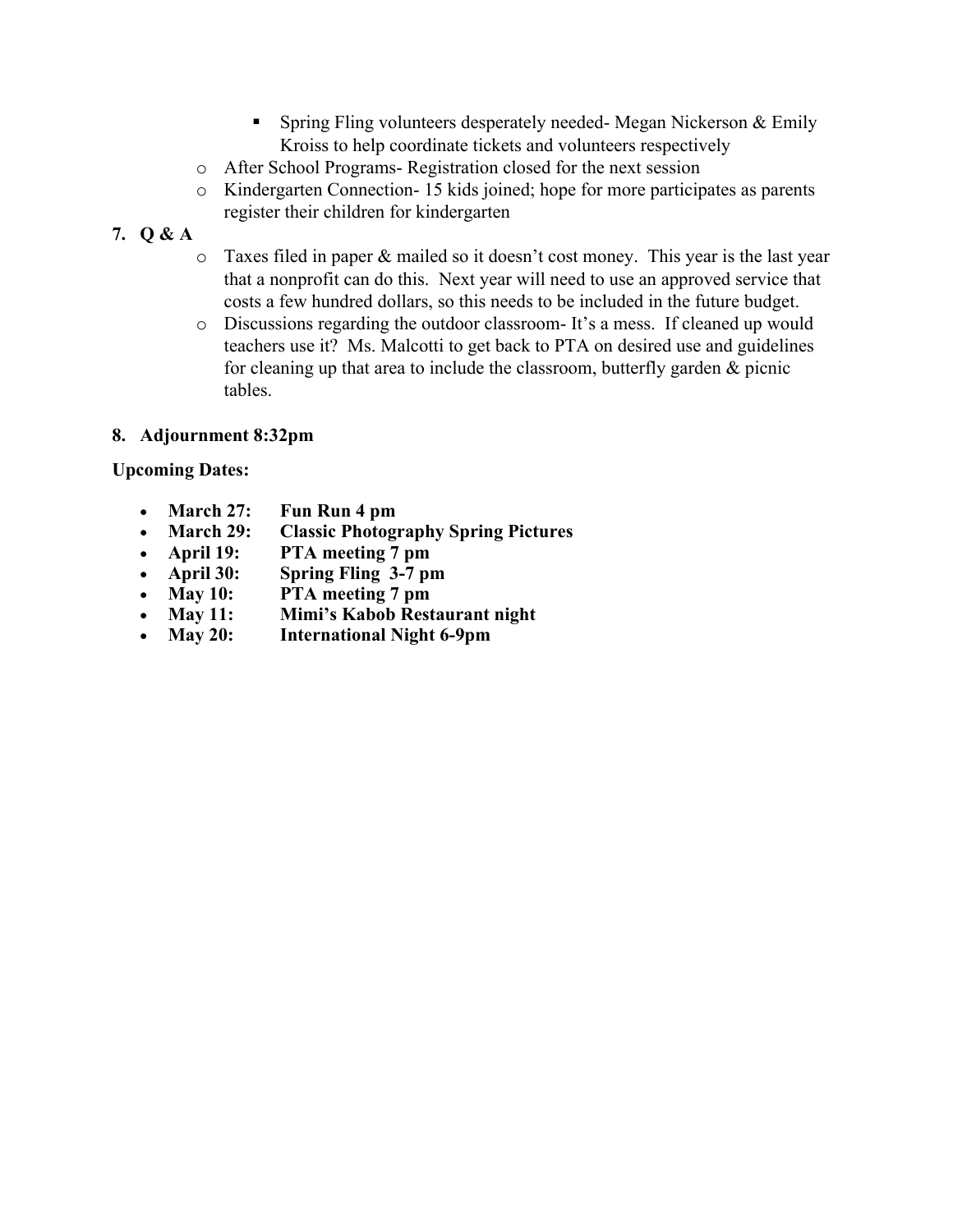- Spring Fling volunteers desperately needed- Megan Nickerson & Emily Kroiss to help coordinate tickets and volunteers respectively
    - After School Programs- Registration closed for the next session
    - Kindergarten Connection- 15 kids joined; hope for more participates as parents register their children for kindergarten

**7. Q & A**

- Taxes filed in paper & mailed so it doesn't cost money. This year is the last year that a nonprofit can do this. Next year will need to use an approved service that costs a few hundred dollars, so this needs to be included in the future budget.
- Discussions regarding the outdoor classroom- It's a mess. If cleaned up would teachers use it? Ms. Malcotti to get back to PTA on desired use and guidelines for cleaning up that area to include the classroom, butterfly garden & picnic tables.

**8. Adjournment 8:32pm**

**Upcoming Dates:**

- **March 27: Fun Run 4 pm**
- **March 29: Classic Photography Spring Pictures**
- **April 19: PTA meeting 7 pm**
- **April 30: Spring Fling 3-7 pm**
- **May 10: PTA meeting 7 pm**
- **May 11: Mimi's Kabob Restaurant night**
- **May 20: International Night 6-9pm**